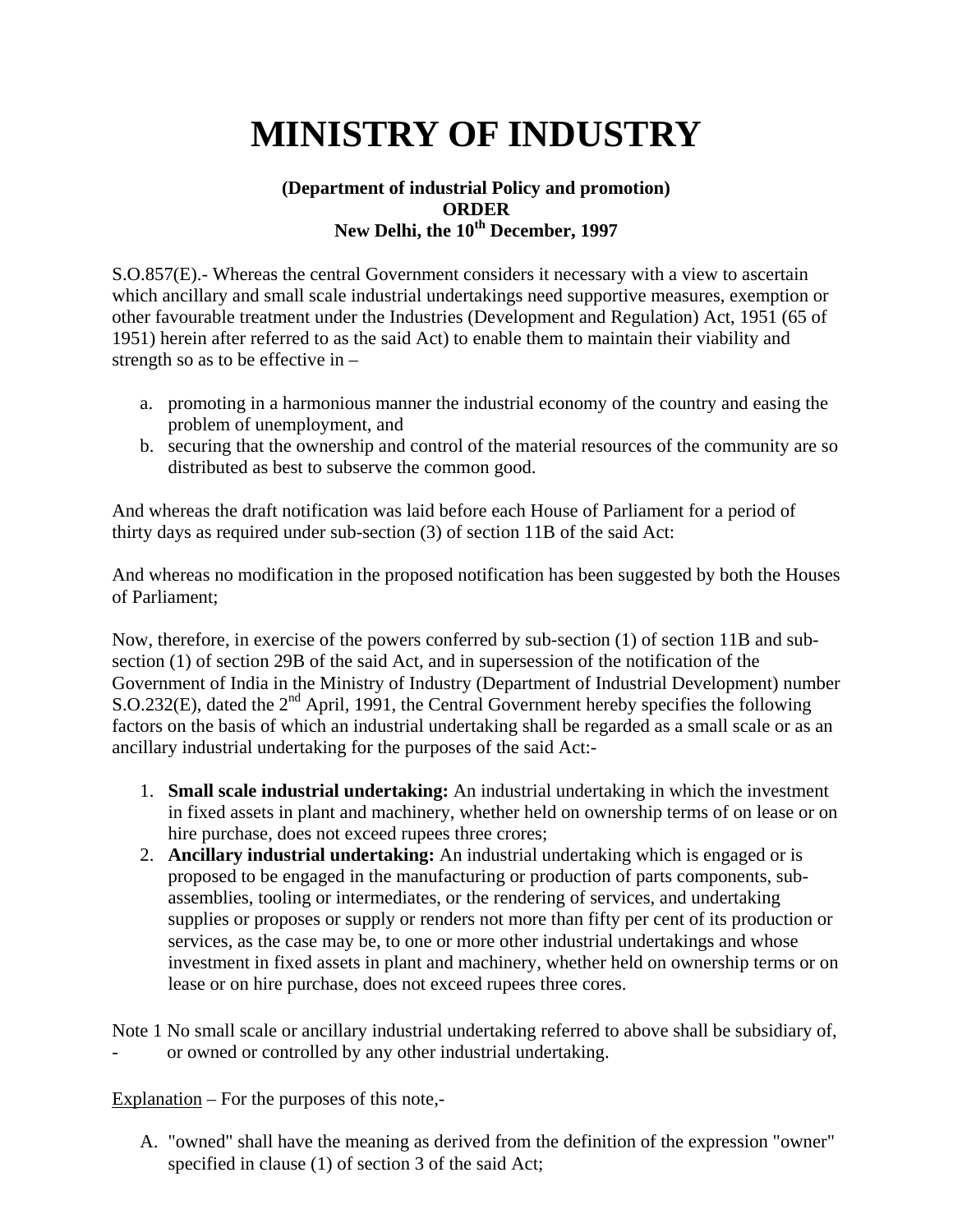# MINISTRY OF INDUSTRY

**(Department of industrial Policy and promotion)**
**ORDER**
**New Delhi, the 10th December, 1997**

S.O.857(E).- Whereas the central Government considers it necessary with a view to ascertain which ancillary and small scale industrial undertakings need supportive measures, exemption or other favourable treatment under the Industries (Development and Regulation) Act, 1951 (65 of 1951) herein after referred to as the said Act) to enable them to maintain their viability and strength so as to be effective in –

a. promoting in a harmonious manner the industrial economy of the country and easing the problem of unemployment, and
b. securing that the ownership and control of the material resources of the community are so distributed as best to subserve the common good.

And whereas the draft notification was laid before each House of Parliament for a period of thirty days as required under sub-section (3) of section 11B of the said Act:

And whereas no modification in the proposed notification has been suggested by both the Houses of Parliament;

Now, therefore, in exercise of the powers conferred by sub-section (1) of section 11B and sub-section (1) of section 29B of the said Act, and in supersession of the notification of the Government of India in the Ministry of Industry (Department of Industrial Development) number S.O.232(E), dated the 2nd April, 1991, the Central Government hereby specifies the following factors on the basis of which an industrial undertaking shall be regarded as a small scale or as an ancillary industrial undertaking for the purposes of the said Act:-

1. **Small scale industrial undertaking:** An industrial undertaking in which the investment in fixed assets in plant and machinery, whether held on ownership terms of on lease or on hire purchase, does not exceed rupees three crores;
2. **Ancillary industrial undertaking:** An industrial undertaking which is engaged or is proposed to be engaged in the manufacturing or production of parts components, sub-assemblies, tooling or intermediates, or the rendering of services, and undertaking supplies or proposes or supply or renders not more than fifty per cent of its production or services, as the case may be, to one or more other industrial undertakings and whose investment in fixed assets in plant and machinery, whether held on ownership terms or on lease or on hire purchase, does not exceed rupees three cores.

Note 1 No small scale or ancillary industrial undertaking referred to above shall be subsidiary of,
- or owned or controlled by any other industrial undertaking.

<u>Explanation</u> – For the purposes of this note,-

A. "owned" shall have the meaning as derived from the definition of the expression "owner" specified in clause (1) of section 3 of the said Act;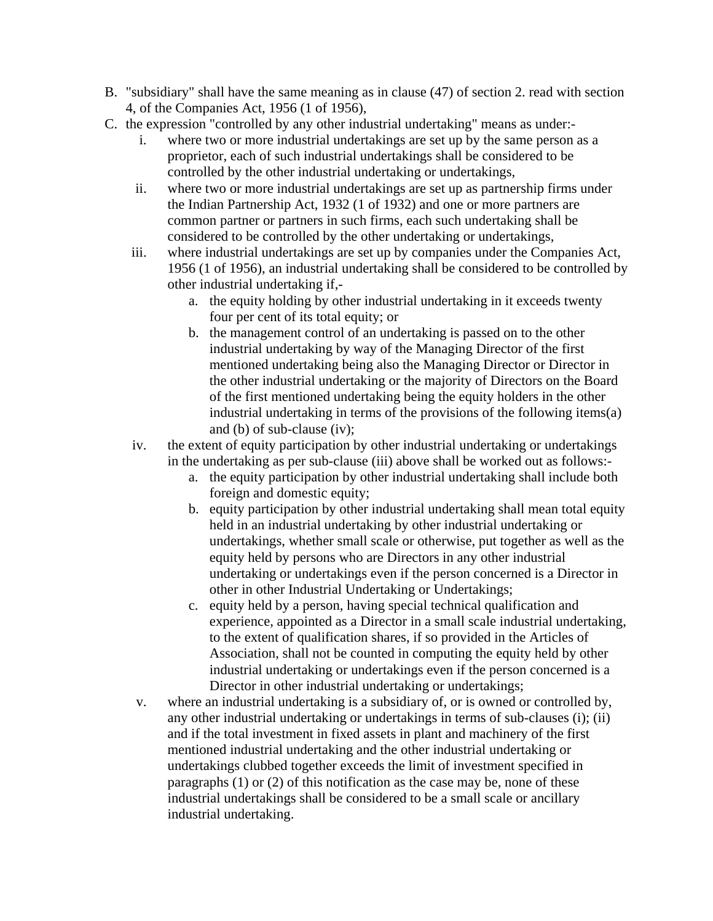B. "subsidiary" shall have the same meaning as in clause (47) of section 2. read with section 4, of the Companies Act, 1956 (1 of 1956),

C. the expression "controlled by any other industrial undertaking" means as under:-

   i. where two or more industrial undertakings are set up by the same person as a proprietor, each of such industrial undertakings shall be considered to be controlled by the other industrial undertaking or undertakings,

   ii. where two or more industrial undertakings are set up as partnership firms under the Indian Partnership Act, 1932 (1 of 1932) and one or more partners are common partner or partners in such firms, each such undertaking shall be considered to be controlled by the other undertaking or undertakings,

   iii. where industrial undertakings are set up by companies under the Companies Act, 1956 (1 of 1956), an industrial undertaking shall be considered to be controlled by other industrial undertaking if,-

      a. the equity holding by other industrial undertaking in it exceeds twenty four per cent of its total equity; or

      b. the management control of an undertaking is passed on to the other industrial undertaking by way of the Managing Director of the first mentioned undertaking being also the Managing Director or Director in the other industrial undertaking or the majority of Directors on the Board of the first mentioned undertaking being the equity holders in the other industrial undertaking in terms of the provisions of the following items(a) and (b) of sub-clause (iv);

   iv. the extent of equity participation by other industrial undertaking or undertakings in the undertaking as per sub-clause (iii) above shall be worked out as follows:-

      a. the equity participation by other industrial undertaking shall include both foreign and domestic equity;

      b. equity participation by other industrial undertaking shall mean total equity held in an industrial undertaking by other industrial undertaking or undertakings, whether small scale or otherwise, put together as well as the equity held by persons who are Directors in any other industrial undertaking or undertakings even if the person concerned is a Director in other in other Industrial Undertaking or Undertakings;

      c. equity held by a person, having special technical qualification and experience, appointed as a Director in a small scale industrial undertaking, to the extent of qualification shares, if so provided in the Articles of Association, shall not be counted in computing the equity held by other industrial undertaking or undertakings even if the person concerned is a Director in other industrial undertaking or undertakings;

   v. where an industrial undertaking is a subsidiary of, or is owned or controlled by, any other industrial undertaking or undertakings in terms of sub-clauses (i); (ii) and if the total investment in fixed assets in plant and machinery of the first mentioned industrial undertaking and the other industrial undertaking or undertakings clubbed together exceeds the limit of investment specified in paragraphs (1) or (2) of this notification as the case may be, none of these industrial undertakings shall be considered to be a small scale or ancillary industrial undertaking.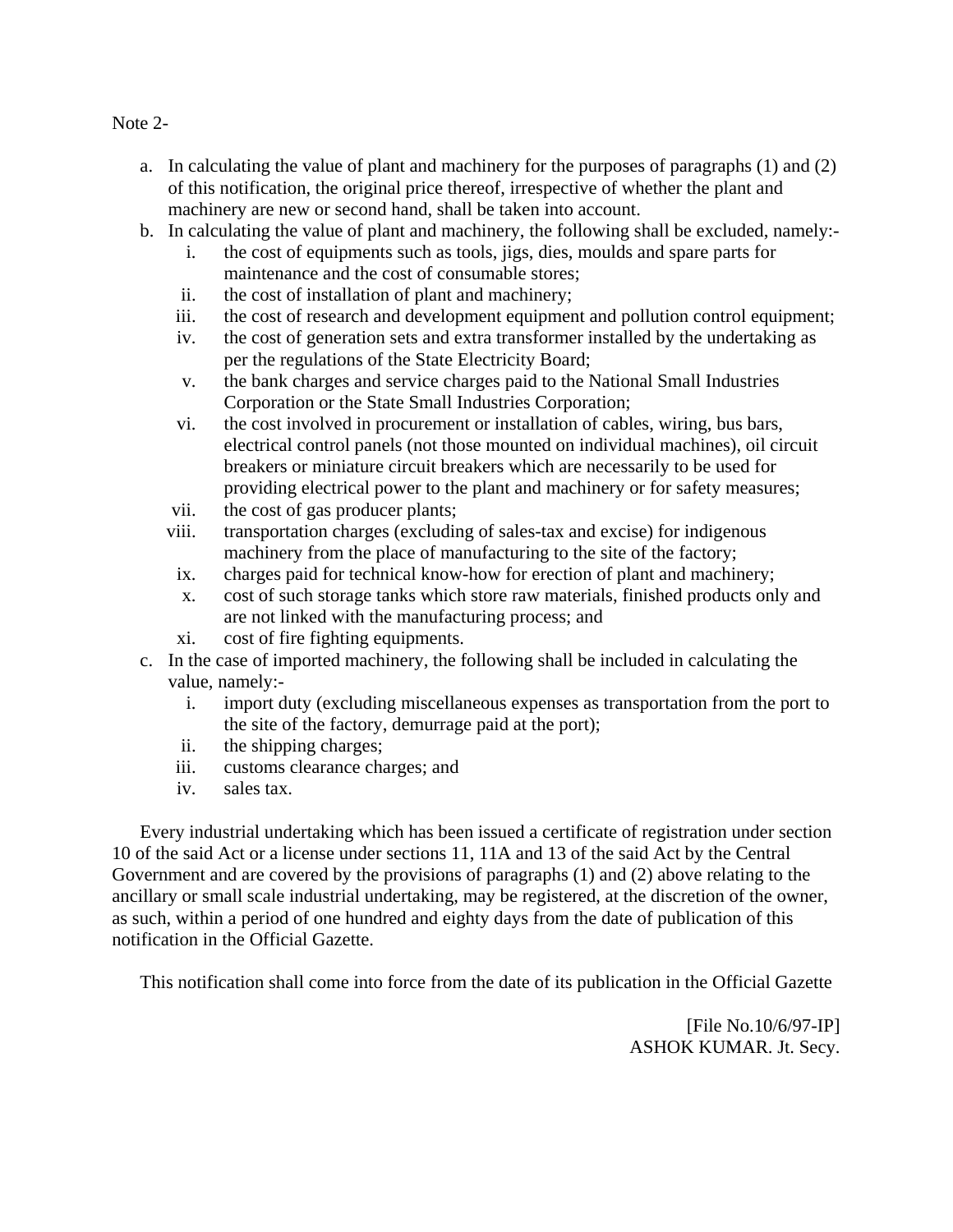Note 2-

a. In calculating the value of plant and machinery for the purposes of paragraphs (1) and (2) of this notification, the original price thereof, irrespective of whether the plant and machinery are new or second hand, shall be taken into account.
b. In calculating the value of plant and machinery, the following shall be excluded, namely:-
   i. the cost of equipments such as tools, jigs, dies, moulds and spare parts for maintenance and the cost of consumable stores;
   ii. the cost of installation of plant and machinery;
   iii. the cost of research and development equipment and pollution control equipment;
   iv. the cost of generation sets and extra transformer installed by the undertaking as per the regulations of the State Electricity Board;
   v. the bank charges and service charges paid to the National Small Industries Corporation or the State Small Industries Corporation;
   vi. the cost involved in procurement or installation of cables, wiring, bus bars, electrical control panels (not those mounted on individual machines), oil circuit breakers or miniature circuit breakers which are necessarily to be used for providing electrical power to the plant and machinery or for safety measures;
   vii. the cost of gas producer plants;
   viii. transportation charges (excluding of sales-tax and excise) for indigenous machinery from the place of manufacturing to the site of the factory;
   ix. charges paid for technical know-how for erection of plant and machinery;
   x. cost of such storage tanks which store raw materials, finished products only and are not linked with the manufacturing process; and
   xi. cost of fire fighting equipments.
c. In the case of imported machinery, the following shall be included in calculating the value, namely:-
   i. import duty (excluding miscellaneous expenses as transportation from the port to the site of the factory, demurrage paid at the port);
   ii. the shipping charges;
   iii. customs clearance charges; and
   iv. sales tax.

Every industrial undertaking which has been issued a certificate of registration under section 10 of the said Act or a license under sections 11, 11A and 13 of the said Act by the Central Government and are covered by the provisions of paragraphs (1) and (2) above relating to the ancillary or small scale industrial undertaking, may be registered, at the discretion of the owner, as such, within a period of one hundred and eighty days from the date of publication of this notification in the Official Gazette.

This notification shall come into force from the date of its publication in the Official Gazette

[File No.10/6/97-IP]
ASHOK KUMAR. Jt. Secy.